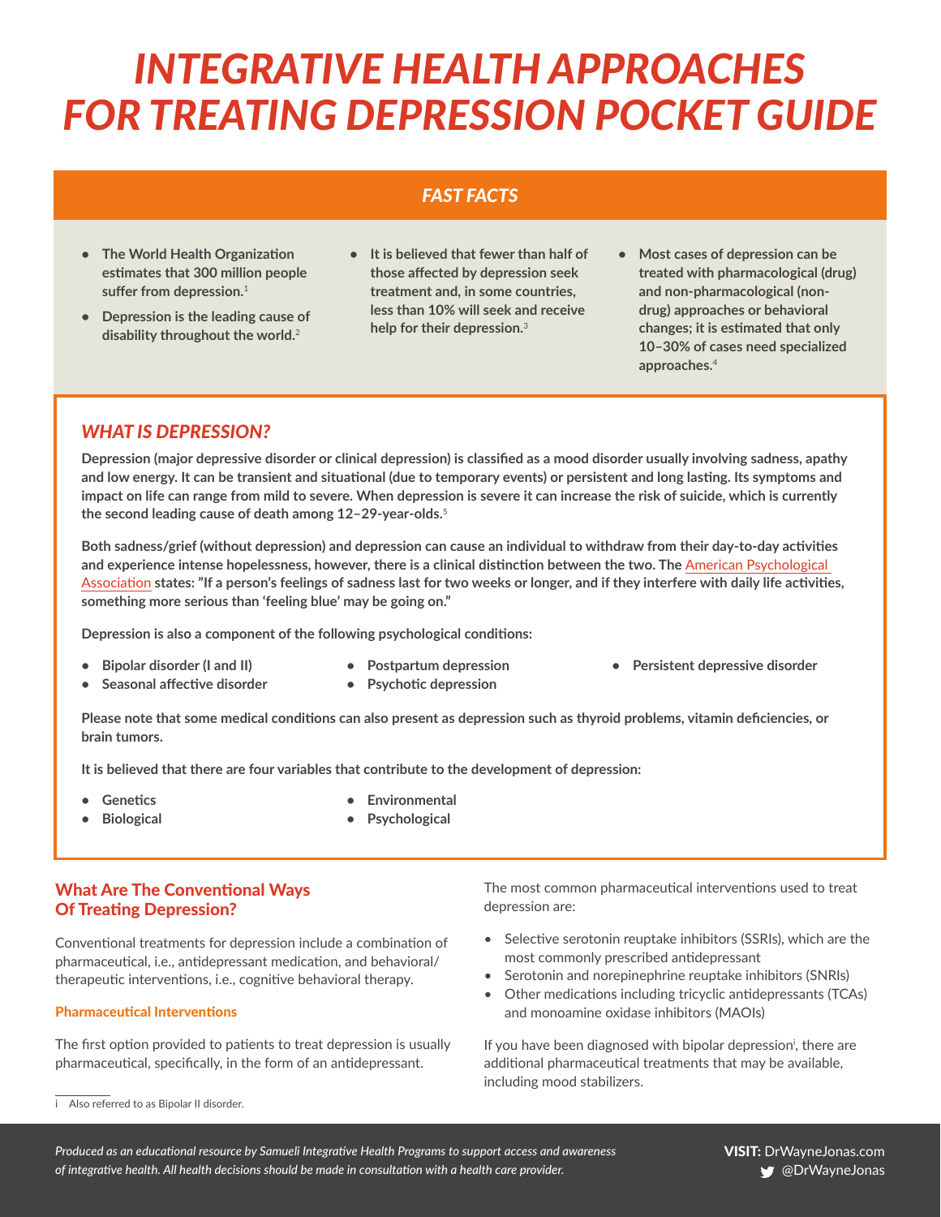# INTEGRATIVE HEALTH APPROACHES FOR TREATING DEPRESSION POCKET GUIDE

## FAST FACTS

- **The World Health Organization estimates that 300 million people suffer from depression.**[1]
- **Depression is the leading cause of disability throughout the world.**[2]
- **It is believed that fewer than half of those affected by depression seek treatment and, in some countries, less than 10% will seek and receive help for their depression.**[3]
- **Most cases of depression can be treated with pharmacological (drug) and non-pharmacological (non-drug) approaches or behavioral changes; it is estimated that only 10–30% of cases need specialized approaches.**[4]

## WHAT IS DEPRESSION?

**Depression (major depressive disorder or clinical depression) is classified as a mood disorder usually involving sadness, apathy and low energy. It can be transient and situational (due to temporary events) or persistent and long lasting. Its symptoms and impact on life can range from mild to severe. When depression is severe it can increase the risk of suicide, which is currently the second leading cause of death among 12–29-year-olds.**[5]

**Both sadness/grief (without depression) and depression can cause an individual to withdraw from their day-to-day activities and experience intense hopelessness, however, there is a clinical distinction between the two. The American Psychological Association states: "If a person's feelings of sadness last for two weeks or longer, and if they interfere with daily life activities, something more serious than 'feeling blue' may be going on."**

**Depression is also a component of the following psychological conditions:**

- **Bipolar disorder (I and II)**
- **Seasonal affective disorder**
- **Postpartum depression**
- **Psychotic depression**
- **Persistent depressive disorder**

**Please note that some medical conditions can also present as depression such as thyroid problems, vitamin deficiencies, or brain tumors.**

**It is believed that there are four variables that contribute to the development of depression:**

- **Genetics**
- **Biological**
- **Environmental**
- **Psychological**

## What Are The Conventional Ways Of Treating Depression?

Conventional treatments for depression include a combination of pharmaceutical, i.e., antidepressant medication, and behavioral/therapeutic interventions, i.e., cognitive behavioral therapy.

### Pharmaceutical Interventions

The first option provided to patients to treat depression is usually pharmaceutical, specifically, in the form of an antidepressant.

The most common pharmaceutical interventions used to treat depression are:

- Selective serotonin reuptake inhibitors (SSRIs), which are the most commonly prescribed antidepressant
- Serotonin and norepinephrine reuptake inhibitors (SNRIs)
- Other medications including tricyclic antidepressants (TCAs) and monoamine oxidase inhibitors (MAOIs)

If you have been diagnosed with bipolar depression[i], there are additional pharmaceutical treatments that may be available, including mood stabilizers.

[i] Also referred to as Bipolar II disorder.

*Produced as an educational resource by Samueli Integrative Health Programs to support access and awareness of integrative health. All health decisions should be made in consultation with a health care provider.*

**VISIT:** DrWayneJonas.com
@DrWayneJonas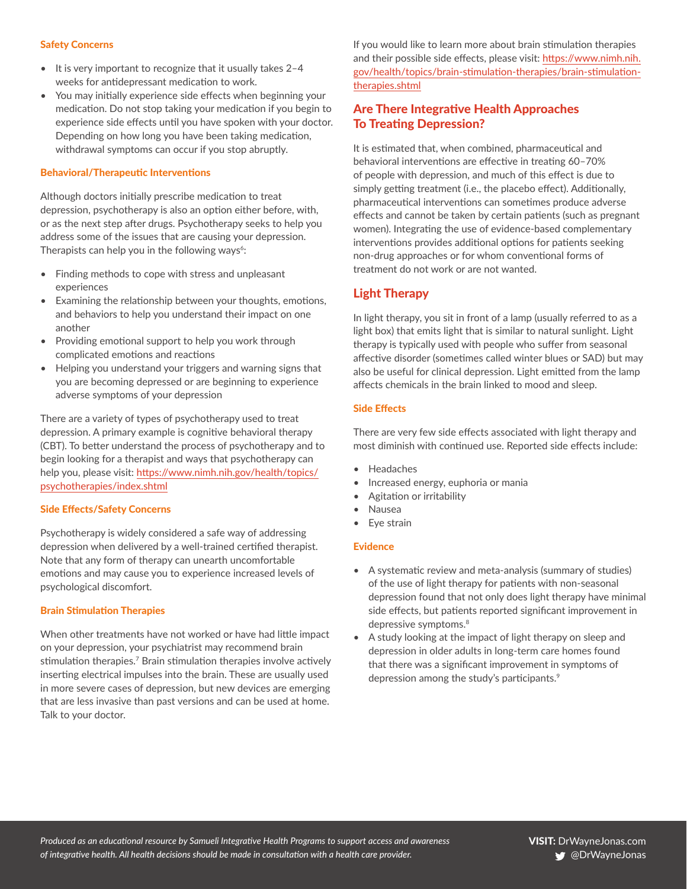#### Safety Concerns

- It is very important to recognize that it usually takes 2–4 weeks for antidepressant medication to work.
- You may initially experience side effects when beginning your medication. Do not stop taking your medication if you begin to experience side effects until you have spoken with your doctor. Depending on how long you have been taking medication, withdrawal symptoms can occur if you stop abruptly.

#### Behavioral/Therapeutic Interventions

Although doctors initially prescribe medication to treat depression, psychotherapy is also an option either before, with, or as the next step after drugs. Psychotherapy seeks to help you address some of the issues that are causing your depression. Therapists can help you in the following ways[6]:

- Finding methods to cope with stress and unpleasant experiences
- Examining the relationship between your thoughts, emotions, and behaviors to help you understand their impact on one another
- Providing emotional support to help you work through complicated emotions and reactions
- Helping you understand your triggers and warning signs that you are becoming depressed or are beginning to experience adverse symptoms of your depression

There are a variety of types of psychotherapy used to treat depression. A primary example is cognitive behavioral therapy (CBT). To better understand the process of psychotherapy and to begin looking for a therapist and ways that psychotherapy can help you, please visit: https://www.nimh.nih.gov/health/topics/psychotherapies/index.shtml

#### Side Effects/Safety Concerns

Psychotherapy is widely considered a safe way of addressing depression when delivered by a well-trained certified therapist. Note that any form of therapy can unearth uncomfortable emotions and may cause you to experience increased levels of psychological discomfort.

#### Brain Stimulation Therapies

When other treatments have not worked or have had little impact on your depression, your psychiatrist may recommend brain stimulation therapies.[7] Brain stimulation therapies involve actively inserting electrical impulses into the brain. These are usually used in more severe cases of depression, but new devices are emerging that are less invasive than past versions and can be used at home. Talk to your doctor.

If you would like to learn more about brain stimulation therapies and their possible side effects, please visit: https://www.nimh.nih.gov/health/topics/brain-stimulation-therapies/brain-stimulation-therapies.shtml

## Are There Integrative Health Approaches To Treating Depression?

It is estimated that, when combined, pharmaceutical and behavioral interventions are effective in treating 60–70% of people with depression, and much of this effect is due to simply getting treatment (i.e., the placebo effect). Additionally, pharmaceutical interventions can sometimes produce adverse effects and cannot be taken by certain patients (such as pregnant women). Integrating the use of evidence-based complementary interventions provides additional options for patients seeking non-drug approaches or for whom conventional forms of treatment do not work or are not wanted.

### Light Therapy

In light therapy, you sit in front of a lamp (usually referred to as a light box) that emits light that is similar to natural sunlight. Light therapy is typically used with people who suffer from seasonal affective disorder (sometimes called winter blues or SAD) but may also be useful for clinical depression. Light emitted from the lamp affects chemicals in the brain linked to mood and sleep.

#### Side Effects

There are very few side effects associated with light therapy and most diminish with continued use. Reported side effects include:

- Headaches
- Increased energy, euphoria or mania
- Agitation or irritability
- Nausea
- Eye strain

#### Evidence

- A systematic review and meta-analysis (summary of studies) of the use of light therapy for patients with non-seasonal depression found that not only does light therapy have minimal side effects, but patients reported significant improvement in depressive symptoms.[8]
- A study looking at the impact of light therapy on sleep and depression in older adults in long-term care homes found that there was a significant improvement in symptoms of depression among the study's participants.[9]

*Produced as an educational resource by Samueli Integrative Health Programs to support access and awareness of integrative health. All health decisions should be made in consultation with a health care provider.*

**VISIT:** DrWayneJonas.com
@DrWayneJonas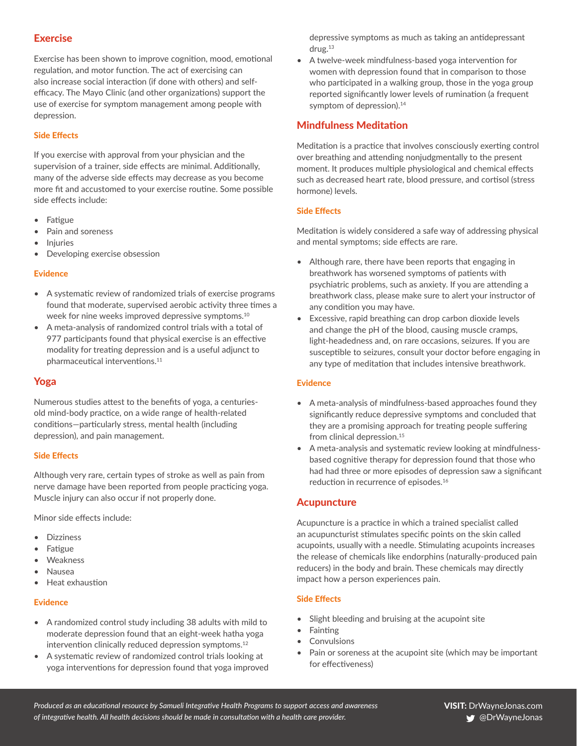## Exercise

Exercise has been shown to improve cognition, mood, emotional regulation, and motor function. The act of exercising can also increase social interaction (if done with others) and self-efficacy. The Mayo Clinic (and other organizations) support the use of exercise for symptom management among people with depression.

### Side Effects

If you exercise with approval from your physician and the supervision of a trainer, side effects are minimal. Additionally, many of the adverse side effects may decrease as you become more fit and accustomed to your exercise routine. Some possible side effects include:

- Fatigue
- Pain and soreness
- Injuries
- Developing exercise obsession

### Evidence

- A systematic review of randomized trials of exercise programs found that moderate, supervised aerobic activity three times a week for nine weeks improved depressive symptoms.[10]
- A meta-analysis of randomized control trials with a total of 977 participants found that physical exercise is an effective modality for treating depression and is a useful adjunct to pharmaceutical interventions.[11]

## Yoga

Numerous studies attest to the benefits of yoga, a centuries-old mind-body practice, on a wide range of health-related conditions—particularly stress, mental health (including depression), and pain management.

### Side Effects

Although very rare, certain types of stroke as well as pain from nerve damage have been reported from people practicing yoga. Muscle injury can also occur if not properly done.

Minor side effects include:

- Dizziness
- Fatigue
- Weakness
- Nausea
- Heat exhaustion

### Evidence

- A randomized control study including 38 adults with mild to moderate depression found that an eight-week hatha yoga intervention clinically reduced depression symptoms.[12]
- A systematic review of randomized control trials looking at yoga interventions for depression found that yoga improved depressive symptoms as much as taking an antidepressant drug.[13]
- A twelve-week mindfulness-based yoga intervention for women with depression found that in comparison to those who participated in a walking group, those in the yoga group reported significantly lower levels of rumination (a frequent symptom of depression).[14]

## Mindfulness Meditation

Meditation is a practice that involves consciously exerting control over breathing and attending nonjudgmentally to the present moment. It produces multiple physiological and chemical effects such as decreased heart rate, blood pressure, and cortisol (stress hormone) levels.

### Side Effects

Meditation is widely considered a safe way of addressing physical and mental symptoms; side effects are rare.

- Although rare, there have been reports that engaging in breathwork has worsened symptoms of patients with psychiatric problems, such as anxiety. If you are attending a breathwork class, please make sure to alert your instructor of any condition you may have.
- Excessive, rapid breathing can drop carbon dioxide levels and change the pH of the blood, causing muscle cramps, light-headedness and, on rare occasions, seizures. If you are susceptible to seizures, consult your doctor before engaging in any type of meditation that includes intensive breathwork.

### Evidence

- A meta-analysis of mindfulness-based approaches found they significantly reduce depressive symptoms and concluded that they are a promising approach for treating people suffering from clinical depression.[15]
- A meta-analysis and systematic review looking at mindfulness-based cognitive therapy for depression found that those who had had three or more episodes of depression saw a significant reduction in recurrence of episodes.[16]

## Acupuncture

Acupuncture is a practice in which a trained specialist called an acupuncturist stimulates specific points on the skin called acupoints, usually with a needle. Stimulating acupoints increases the release of chemicals like endorphins (naturally-produced pain reducers) in the body and brain. These chemicals may directly impact how a person experiences pain.

### Side Effects

- Slight bleeding and bruising at the acupoint site
- Fainting
- Convulsions
- Pain or soreness at the acupoint site (which may be important for effectiveness)

*Produced as an educational resource by Samueli Integrative Health Programs to support access and awareness of integrative health. All health decisions should be made in consultation with a health care provider.*

**VISIT:** DrWayneJonas.com
@DrWayneJonas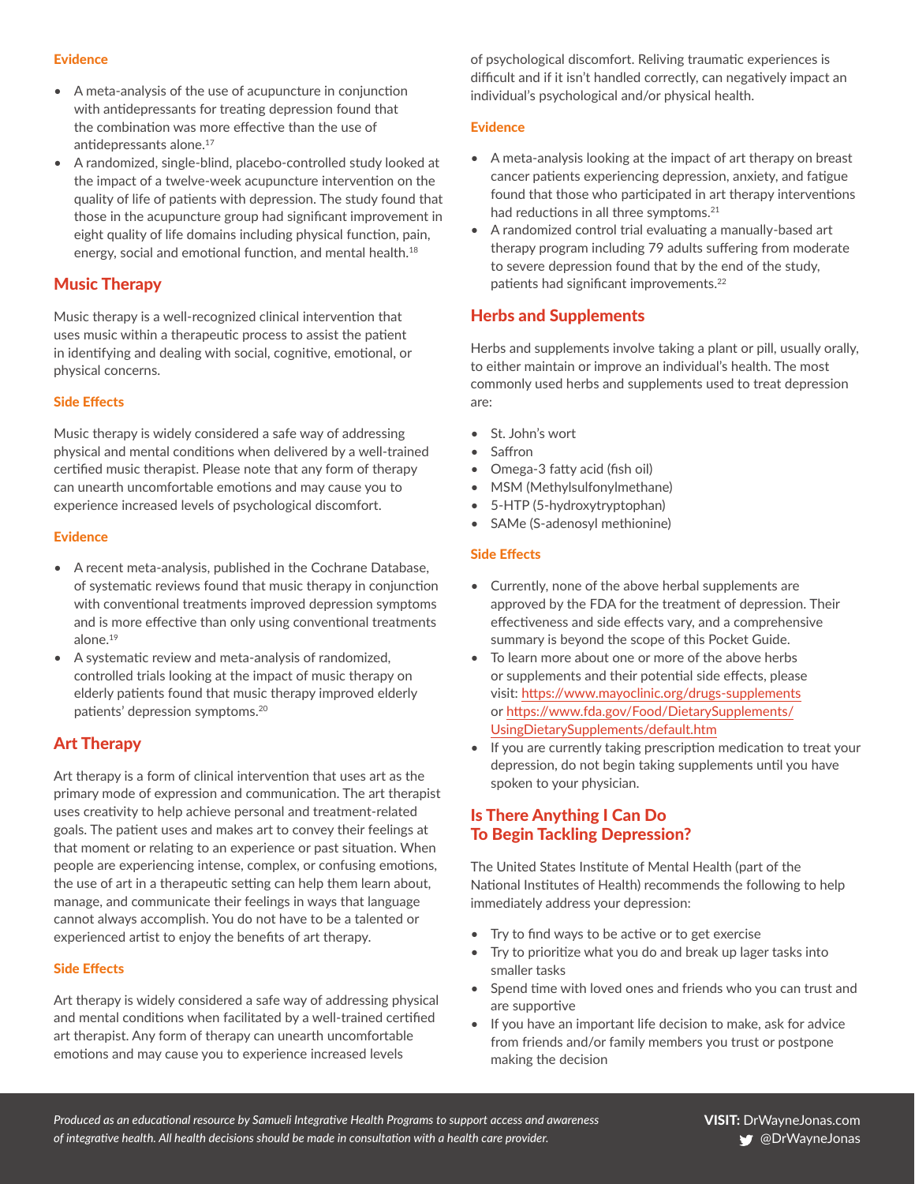#### Evidence

- A meta-analysis of the use of acupuncture in conjunction with antidepressants for treating depression found that the combination was more effective than the use of antidepressants alone.[17]
- A randomized, single-blind, placebo-controlled study looked at the impact of a twelve-week acupuncture intervention on the quality of life of patients with depression. The study found that those in the acupuncture group had significant improvement in eight quality of life domains including physical function, pain, energy, social and emotional function, and mental health.[18]

## Music Therapy

Music therapy is a well-recognized clinical intervention that uses music within a therapeutic process to assist the patient in identifying and dealing with social, cognitive, emotional, or physical concerns.

#### Side Effects

Music therapy is widely considered a safe way of addressing physical and mental conditions when delivered by a well-trained certified music therapist. Please note that any form of therapy can unearth uncomfortable emotions and may cause you to experience increased levels of psychological discomfort.

#### Evidence

- A recent meta-analysis, published in the Cochrane Database, of systematic reviews found that music therapy in conjunction with conventional treatments improved depression symptoms and is more effective than only using conventional treatments alone.[19]
- A systematic review and meta-analysis of randomized, controlled trials looking at the impact of music therapy on elderly patients found that music therapy improved elderly patients' depression symptoms.[20]

## Art Therapy

Art therapy is a form of clinical intervention that uses art as the primary mode of expression and communication. The art therapist uses creativity to help achieve personal and treatment-related goals. The patient uses and makes art to convey their feelings at that moment or relating to an experience or past situation. When people are experiencing intense, complex, or confusing emotions, the use of art in a therapeutic setting can help them learn about, manage, and communicate their feelings in ways that language cannot always accomplish. You do not have to be a talented or experienced artist to enjoy the benefits of art therapy.

#### Side Effects

Art therapy is widely considered a safe way of addressing physical and mental conditions when facilitated by a well-trained certified art therapist. Any form of therapy can unearth uncomfortable emotions and may cause you to experience increased levels of psychological discomfort. Reliving traumatic experiences is difficult and if it isn't handled correctly, can negatively impact an individual's psychological and/or physical health.

#### Evidence

- A meta-analysis looking at the impact of art therapy on breast cancer patients experiencing depression, anxiety, and fatigue found that those who participated in art therapy interventions had reductions in all three symptoms.[21]
- A randomized control trial evaluating a manually-based art therapy program including 79 adults suffering from moderate to severe depression found that by the end of the study, patients had significant improvements.[22]

## Herbs and Supplements

Herbs and supplements involve taking a plant or pill, usually orally, to either maintain or improve an individual's health. The most commonly used herbs and supplements used to treat depression are:

- St. John's wort
- Saffron
- Omega-3 fatty acid (fish oil)
- MSM (Methylsulfonylmethane)
- 5-HTP (5-hydroxytryptophan)
- SAMe (S-adenosyl methionine)

#### Side Effects

- Currently, none of the above herbal supplements are approved by the FDA for the treatment of depression. Their effectiveness and side effects vary, and a comprehensive summary is beyond the scope of this Pocket Guide.
- To learn more about one or more of the above herbs or supplements and their potential side effects, please visit: https://www.mayoclinic.org/drugs-supplements or https://www.fda.gov/Food/DietarySupplements/UsingDietarySupplements/default.htm
- If you are currently taking prescription medication to treat your depression, do not begin taking supplements until you have spoken to your physician.

## Is There Anything I Can Do To Begin Tackling Depression?

The United States Institute of Mental Health (part of the National Institutes of Health) recommends the following to help immediately address your depression:

- Try to find ways to be active or to get exercise
- Try to prioritize what you do and break up lager tasks into smaller tasks
- Spend time with loved ones and friends who you can trust and are supportive
- If you have an important life decision to make, ask for advice from friends and/or family members you trust or postpone making the decision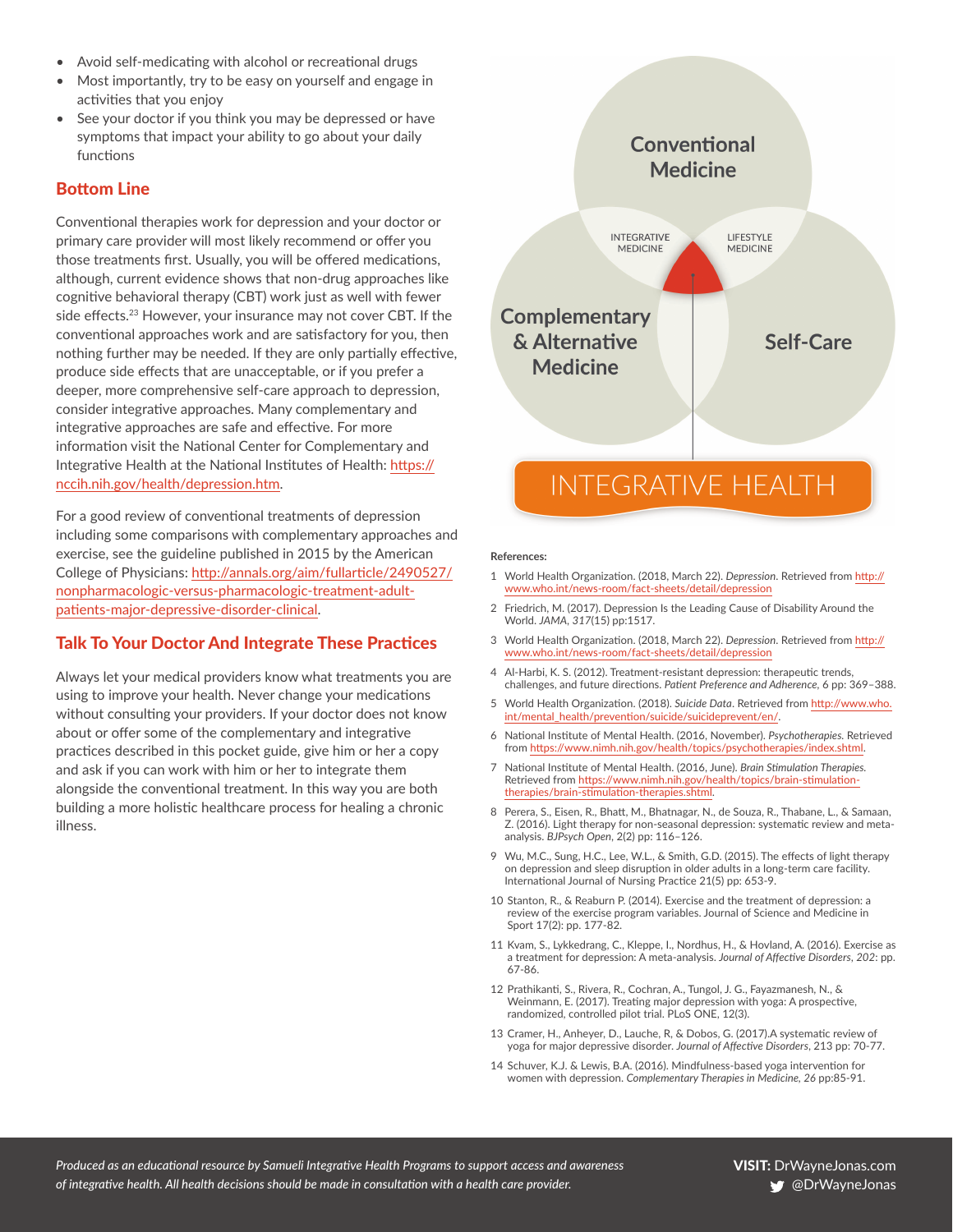- Avoid self-medicating with alcohol or recreational drugs
- Most importantly, try to be easy on yourself and engage in activities that you enjoy
- See your doctor if you think you may be depressed or have symptoms that impact your ability to go about your daily functions

## Bottom Line

Conventional therapies work for depression and your doctor or primary care provider will most likely recommend or offer you those treatments first. Usually, you will be offered medications, although, current evidence shows that non-drug approaches like cognitive behavioral therapy (CBT) work just as well with fewer side effects.[23] However, your insurance may not cover CBT. If the conventional approaches work and are satisfactory for you, then nothing further may be needed. If they are only partially effective, produce side effects that are unacceptable, or if you prefer a deeper, more comprehensive self-care approach to depression, consider integrative approaches. Many complementary and integrative approaches are safe and effective. For more information visit the National Center for Complementary and Integrative Health at the National Institutes of Health: https://nccih.nih.gov/health/depression.htm.

For a good review of conventional treatments of depression including some comparisons with complementary approaches and exercise, see the guideline published in 2015 by the American College of Physicians: http://annals.org/aim/fullarticle/2490527/nonpharmacologic-versus-pharmacologic-treatment-adult-patients-major-depressive-disorder-clinical.

## Talk To Your Doctor And Integrate These Practices

Always let your medical providers know what treatments you are using to improve your health. Never change your medications without consulting your providers. If your doctor does not know about or offer some of the complementary and integrative practices described in this pocket guide, give him or her a copy and ask if you can work with him or her to integrate them alongside the conventional treatment. In this way you are both building a more holistic healthcare process for healing a chronic illness.

Conventional Medicine

INTEGRATIVE MEDICINE

LIFESTYLE MEDICINE

Complementary & Alternative Medicine

Self-Care

INTEGRATIVE HEALTH

**References:**

1. World Health Organization. (2018, March 22). *Depression*. Retrieved from http://www.who.int/news-room/fact-sheets/detail/depression
2. Friedrich, M. (2017). Depression Is the Leading Cause of Disability Around the World. *JAMA*, *317*(15) pp:1517.
3. World Health Organization. (2018, March 22). *Depression*. Retrieved from http://www.who.int/news-room/fact-sheets/detail/depression
4. Al-Harbi, K. S. (2012). Treatment-resistant depression: therapeutic trends, challenges, and future directions. *Patient Preference and Adherence*, 6 pp: 369–388.
5. World Health Organization. (2018). *Suicide Data*. Retrieved from http://www.who.int/mental_health/prevention/suicide/suicideprevent/en/.
6. National Institute of Mental Health. (2016, November). *Psychotherapies*. Retrieved from https://www.nimh.nih.gov/health/topics/psychotherapies/index.shtml.
7. National Institute of Mental Health. (2016, June). *Brain Stimulation Therapies*. Retrieved from https://www.nimh.nih.gov/health/topics/brain-stimulation-therapies/brain-stimulation-therapies.shtml.
8. Perera, S., Eisen, R., Bhatt, M., Bhatnagar, N., de Souza, R., Thabane, L., & Samaan, Z. (2016). Light therapy for non-seasonal depression: systematic review and meta-analysis. *BJPsych Open*, 2(2) pp: 116–126.
9. Wu, M.C., Sung, H.C., Lee, W.L., & Smith, G.D. (2015). The effects of light therapy on depression and sleep disruption in older adults in a long-term care facility. International Journal of Nursing Practice 21(5) pp: 653-9.
10. Stanton, R., & Reaburn P. (2014). Exercise and the treatment of depression: a review of the exercise program variables. Journal of Science and Medicine in Sport 17(2): pp. 177-82.
11. Kvam, S., Lykkedrang, C., Kleppe, I., Nordhus, H., & Hovland, A. (2016). Exercise as a treatment for depression: A meta-analysis. *Journal of Affective Disorders*, *202*: pp. 67-86.
12. Prathikanti, S., Rivera, R., Cochran, A., Tungol, J. G., Fayazmanesh, N., & Weinmann, E. (2017). Treating major depression with yoga: A prospective, randomized, controlled pilot trial. PLoS ONE, 12(3).
13. Cramer, H., Anheyer, D., Lauche, R, & Dobos, G. (2017).A systematic review of yoga for major depressive disorder. *Journal of Affective Disorders*, 213 pp: 70-77.
14. Schuver, K.J. & Lewis, B.A. (2016). Mindfulness-based yoga intervention for women with depression. *Complementary Therapies in Medicine*, *26* pp:85-91.

*Produced as an educational resource by Samueli Integrative Health Programs to support access and awareness of integrative health. All health decisions should be made in consultation with a health care provider.*

**VISIT:** DrWayneJonas.com
@DrWayneJonas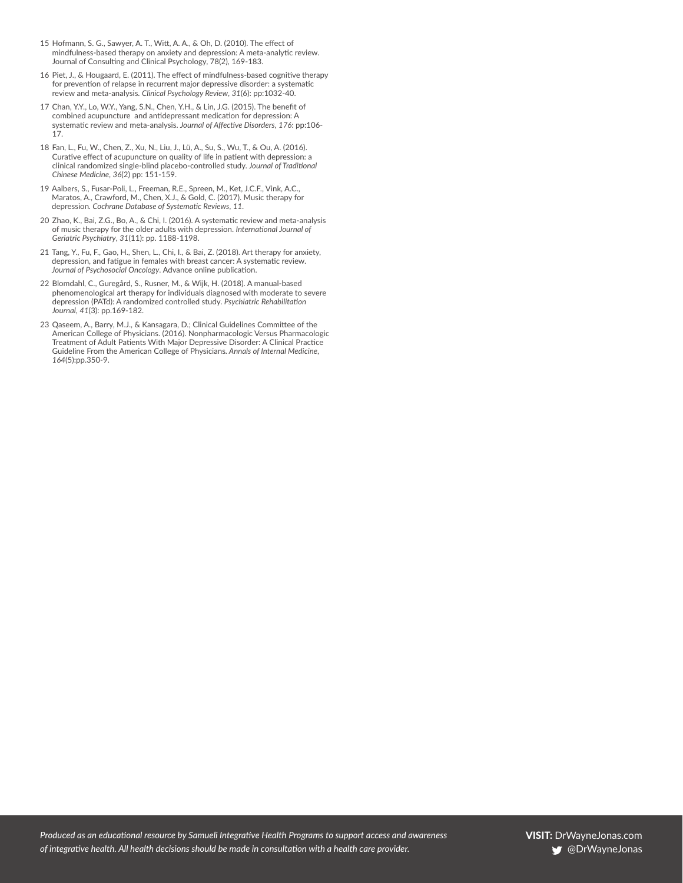15 Hofmann, S. G., Sawyer, A. T., Witt, A. A., & Oh, D. (2010). The effect of mindfulness-based therapy on anxiety and depression: A meta-analytic review. Journal of Consulting and Clinical Psychology, 78(2), 169-183.

16 Piet, J., & Hougaard, E. (2011). The effect of mindfulness-based cognitive therapy for prevention of relapse in recurrent major depressive disorder: a systematic review and meta-analysis. *Clinical Psychology Review*, *31*(6): pp:1032-40.

17 Chan, Y.Y., Lo, W.Y., Yang, S.N., Chen, Y.H., & Lin, J.G. (2015). The benefit of combined acupuncture and antidepressant medication for depression: A systematic review and meta-analysis. *Journal of Affective Disorders*, *176*: pp:106-17.

18 Fan, L., Fu, W., Chen, Z., Xu, N., Liu, J., Lü, A., Su, S., Wu, T., & Ou, A. (2016). Curative effect of acupuncture on quality of life in patient with depression: a clinical randomized single-blind placebo-controlled study. *Journal of Traditional Chinese Medicine*, *36*(2) pp: 151-159.

19 Aalbers, S., Fusar-Poli, L., Freeman, R.E., Spreen, M., Ket, J.C.F., Vink, A.C., Maratos, A., Crawford, M., Chen, X.J., & Gold, C. (2017). Music therapy for depression. *Cochrane Database of Systematic Reviews*, *11*.

20 Zhao, K., Bai, Z.G., Bo, A., & Chi, I. (2016). A systematic review and meta-analysis of music therapy for the older adults with depression. *International Journal of Geriatric Psychiatry*, *31*(11): pp. 1188-1198.

21 Tang, Y., Fu, F., Gao, H., Shen, L., Chi, I., & Bai, Z. (2018). Art therapy for anxiety, depression, and fatigue in females with breast cancer: A systematic review. *Journal of Psychosocial Oncology*. Advance online publication.

22 Blomdahl, C., Guregård, S., Rusner, M., & Wijk, H. (2018). A manual-based phenomenological art therapy for individuals diagnosed with moderate to severe depression (PATd): A randomized controlled study. *Psychiatric Rehabilitation Journal*, *41*(3): pp.169-182.

23 Qaseem, A., Barry, M.J., & Kansagara, D.; Clinical Guidelines Committee of the American College of Physicians. (2016). Nonpharmacologic Versus Pharmacologic Treatment of Adult Patients With Major Depressive Disorder: A Clinical Practice Guideline From the American College of Physicians. *Annals of Internal Medicine*, *164*(5):pp.350-9.

*Produced as an educational resource by Samueli Integrative Health Programs to support access and awareness of integrative health. All health decisions should be made in consultation with a health care provider.*

**VISIT:** DrWayneJonas.com
@DrWayneJonas